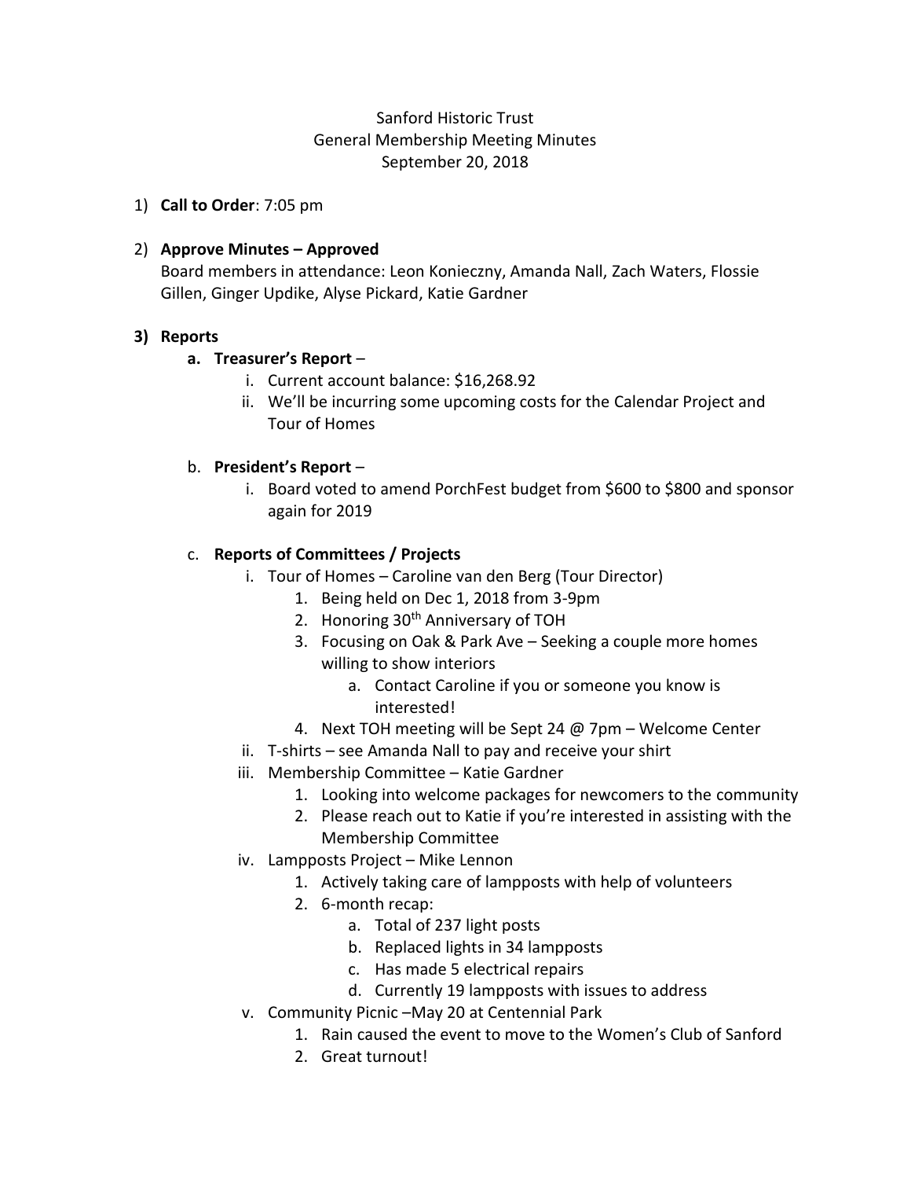Sanford Historic Trust
General Membership Meeting Minutes
September 20, 2018

1) **Call to Order**: 7:05 pm

2) **Approve Minutes – Approved**
   Board members in attendance: Leon Konieczny, Amanda Nall, Zach Waters, Flossie Gillen, Ginger Updike, Alyse Pickard, Katie Gardner

3) **Reports**
   a. **Treasurer's Report** –
      i. Current account balance: $16,268.92
      ii. We'll be incurring some upcoming costs for the Calendar Project and Tour of Homes

   b. **President's Report** –
      i. Board voted to amend PorchFest budget from $600 to $800 and sponsor again for 2019

   c. **Reports of Committees / Projects**
      i. Tour of Homes – Caroline van den Berg (Tour Director)
         1. Being held on Dec 1, 2018 from 3-9pm
         2. Honoring 30th Anniversary of TOH
         3. Focusing on Oak & Park Ave – Seeking a couple more homes willing to show interiors
            a. Contact Caroline if you or someone you know is interested!
         4. Next TOH meeting will be Sept 24 @ 7pm – Welcome Center
      ii. T-shirts – see Amanda Nall to pay and receive your shirt
      iii. Membership Committee – Katie Gardner
         1. Looking into welcome packages for newcomers to the community
         2. Please reach out to Katie if you're interested in assisting with the Membership Committee
      iv. Lampposts Project – Mike Lennon
         1. Actively taking care of lampposts with help of volunteers
         2. 6-month recap:
            a. Total of 237 light posts
            b. Replaced lights in 34 lampposts
            c. Has made 5 electrical repairs
            d. Currently 19 lampposts with issues to address
      v. Community Picnic –May 20 at Centennial Park
         1. Rain caused the event to move to the Women's Club of Sanford
         2. Great turnout!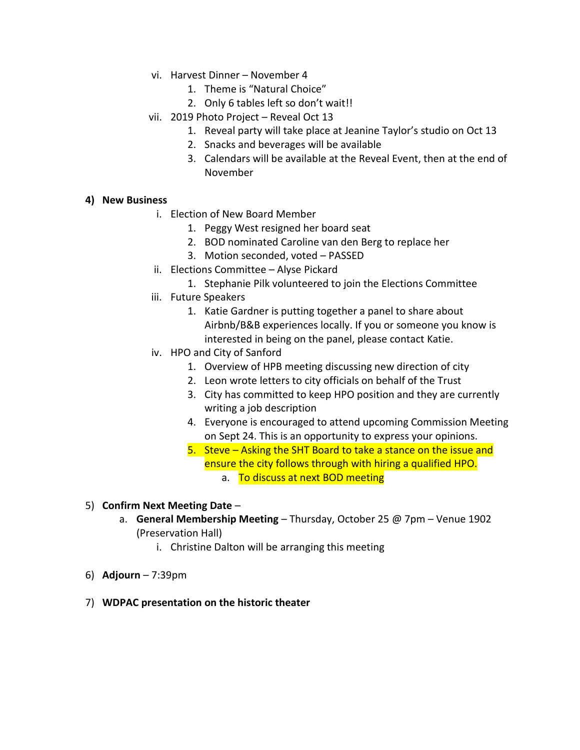- vi. Harvest Dinner – November 4
    1. Theme is "Natural Choice"
    2. Only 6 tables left so don't wait!!
- vii. 2019 Photo Project – Reveal Oct 13
    1. Reveal party will take place at Jeanine Taylor's studio on Oct 13
    2. Snacks and beverages will be available
    3. Calendars will be available at the Reveal Event, then at the end of November

**4) New Business**

- i. Election of New Board Member
    1. Peggy West resigned her board seat
    2. BOD nominated Caroline van den Berg to replace her
    3. Motion seconded, voted – PASSED
- ii. Elections Committee – Alyse Pickard
    1. Stephanie Pilk volunteered to join the Elections Committee
- iii. Future Speakers
    1. Katie Gardner is putting together a panel to share about Airbnb/B&B experiences locally. If you or someone you know is interested in being on the panel, please contact Katie.
- iv. HPO and City of Sanford
    1. Overview of HPB meeting discussing new direction of city
    2. Leon wrote letters to city officials on behalf of the Trust
    3. City has committed to keep HPO position and they are currently writing a job description
    4. Everyone is encouraged to attend upcoming Commission Meeting on Sept 24. This is an opportunity to express your opinions.
    5. Steve – Asking the SHT Board to take a stance on the issue and ensure the city follows through with hiring a qualified HPO.
        - a. To discuss at next BOD meeting

5) **Confirm Next Meeting Date** –

- a. **General Membership Meeting** – Thursday, October 25 @ 7pm – Venue 1902 (Preservation Hall)
    - i. Christine Dalton will be arranging this meeting

6) **Adjourn** – 7:39pm

7) **WDPAC presentation on the historic theater**